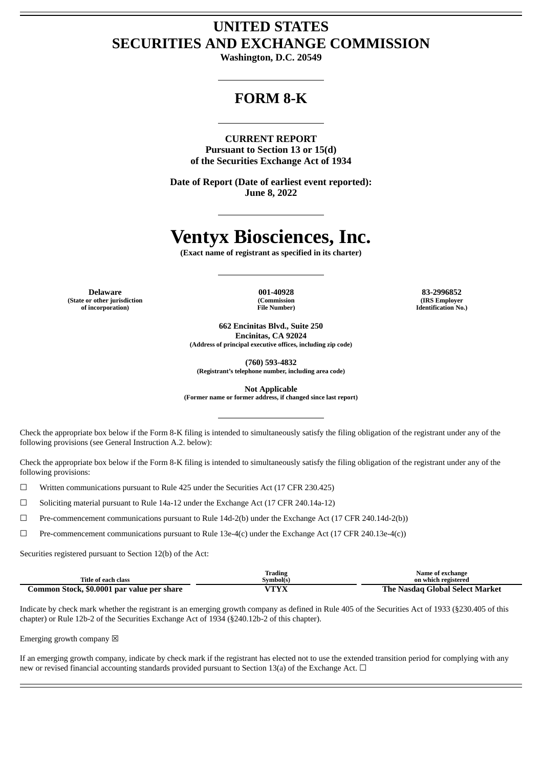# UNITED STATES
# SECURITIES AND EXCHANGE COMMISSION

**Washington, D.C. 20549**

---

## FORM 8-K

---

**CURRENT REPORT**
**Pursuant to Section 13 or 15(d)**
**of the Securities Exchange Act of 1934**

**Date of Report (Date of earliest event reported):**
**June 8, 2022**

---

# Ventyx Biosciences, Inc.

**(Exact name of registrant as specified in its charter)**

---

| **Delaware** | **001-40928** | **83-2996852** |
|---|---|---|
| **(State or other jurisdiction of incorporation)** | **(Commission File Number)** | **(IRS Employer Identification No.)** |

**662 Encinitas Blvd., Suite 250**
**Encinitas, CA 92024**
**(Address of principal executive offices, including zip code)**

**(760) 593-4832**
**(Registrant's telephone number, including area code)**

**Not Applicable**
**(Former name or former address, if changed since last report)**

---

Check the appropriate box below if the Form 8-K filing is intended to simultaneously satisfy the filing obligation of the registrant under any of the following provisions (see General Instruction A.2. below):

Check the appropriate box below if the Form 8-K filing is intended to simultaneously satisfy the filing obligation of the registrant under any of the following provisions:

☐ Written communications pursuant to Rule 425 under the Securities Act (17 CFR 230.425)

☐ Soliciting material pursuant to Rule 14a-12 under the Exchange Act (17 CFR 240.14a-12)

☐ Pre-commencement communications pursuant to Rule 14d-2(b) under the Exchange Act (17 CFR 240.14d-2(b))

☐ Pre-commencement communications pursuant to Rule 13e-4(c) under the Exchange Act (17 CFR 240.13e-4(c))

Securities registered pursuant to Section 12(b) of the Act:

| Title of each class | Trading Symbol(s) | Name of exchange on which registered |
|---|---|---|
| **Common Stock, $0.0001 par value per share** | **VTYX** | **The Nasdaq Global Select Market** |

Indicate by check mark whether the registrant is an emerging growth company as defined in Rule 405 of the Securities Act of 1933 (§230.405 of this chapter) or Rule 12b-2 of the Securities Exchange Act of 1934 (§240.12b-2 of this chapter).

Emerging growth company ☒

If an emerging growth company, indicate by check mark if the registrant has elected not to use the extended transition period for complying with any new or revised financial accounting standards provided pursuant to Section 13(a) of the Exchange Act. ☐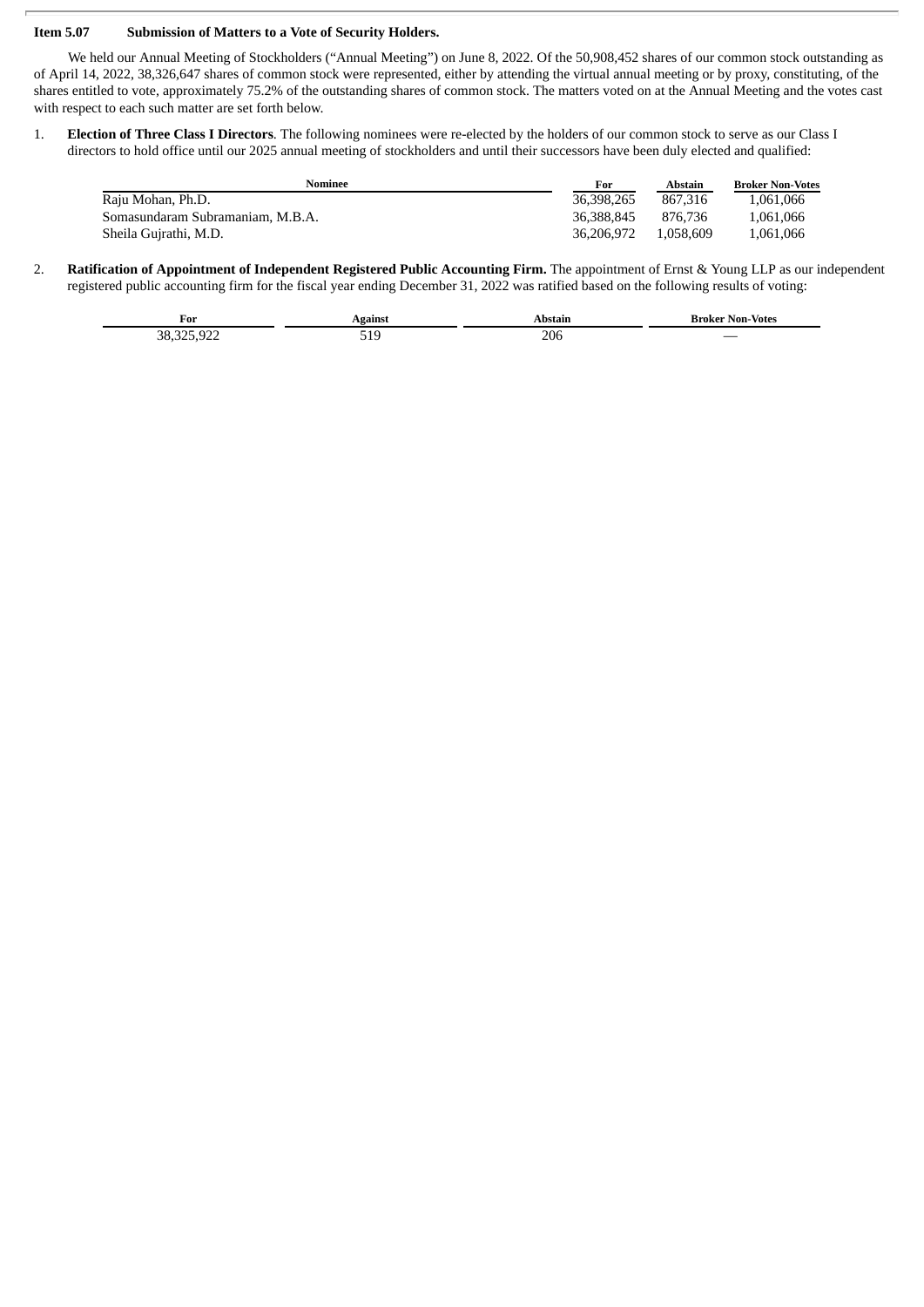**Item 5.07 Submission of Matters to a Vote of Security Holders.**

We held our Annual Meeting of Stockholders ("Annual Meeting") on June 8, 2022. Of the 50,908,452 shares of our common stock outstanding as of April 14, 2022, 38,326,647 shares of common stock were represented, either by attending the virtual annual meeting or by proxy, constituting, of the shares entitled to vote, approximately 75.2% of the outstanding shares of common stock. The matters voted on at the Annual Meeting and the votes cast with respect to each such matter are set forth below.

1. **Election of Three Class I Directors**. The following nominees were re-elected by the holders of our common stock to serve as our Class I directors to hold office until our 2025 annual meeting of stockholders and until their successors have been duly elected and qualified:

| Nominee | For | Abstain | Broker Non-Votes |
|---|---|---|---|
| Raju Mohan, Ph.D. | 36,398,265 | 867,316 | 1,061,066 |
| Somasundaram Subramaniam, M.B.A. | 36,388,845 | 876,736 | 1,061,066 |
| Sheila Gujrathi, M.D. | 36,206,972 | 1,058,609 | 1,061,066 |

2. **Ratification of Appointment of Independent Registered Public Accounting Firm.** The appointment of Ernst & Young LLP as our independent registered public accounting firm for the fiscal year ending December 31, 2022 was ratified based on the following results of voting:

| For | Against | Abstain | Broker Non-Votes |
|---|---|---|---|
| 38,325,922 | 519 | 206 | — |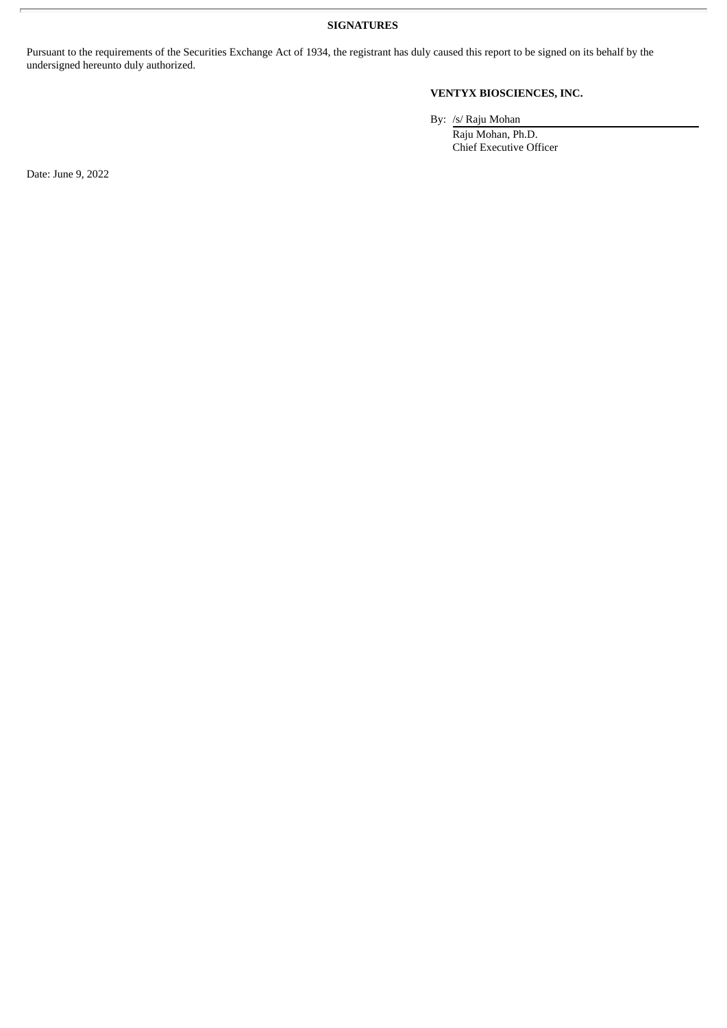**SIGNATURES**

Pursuant to the requirements of the Securities Exchange Act of 1934, the registrant has duly caused this report to be signed on its behalf by the undersigned hereunto duly authorized.

**VENTYX BIOSCIENCES, INC.**

By: /s/ Raju Mohan
Raju Mohan, Ph.D.
Chief Executive Officer

Date: June 9, 2022